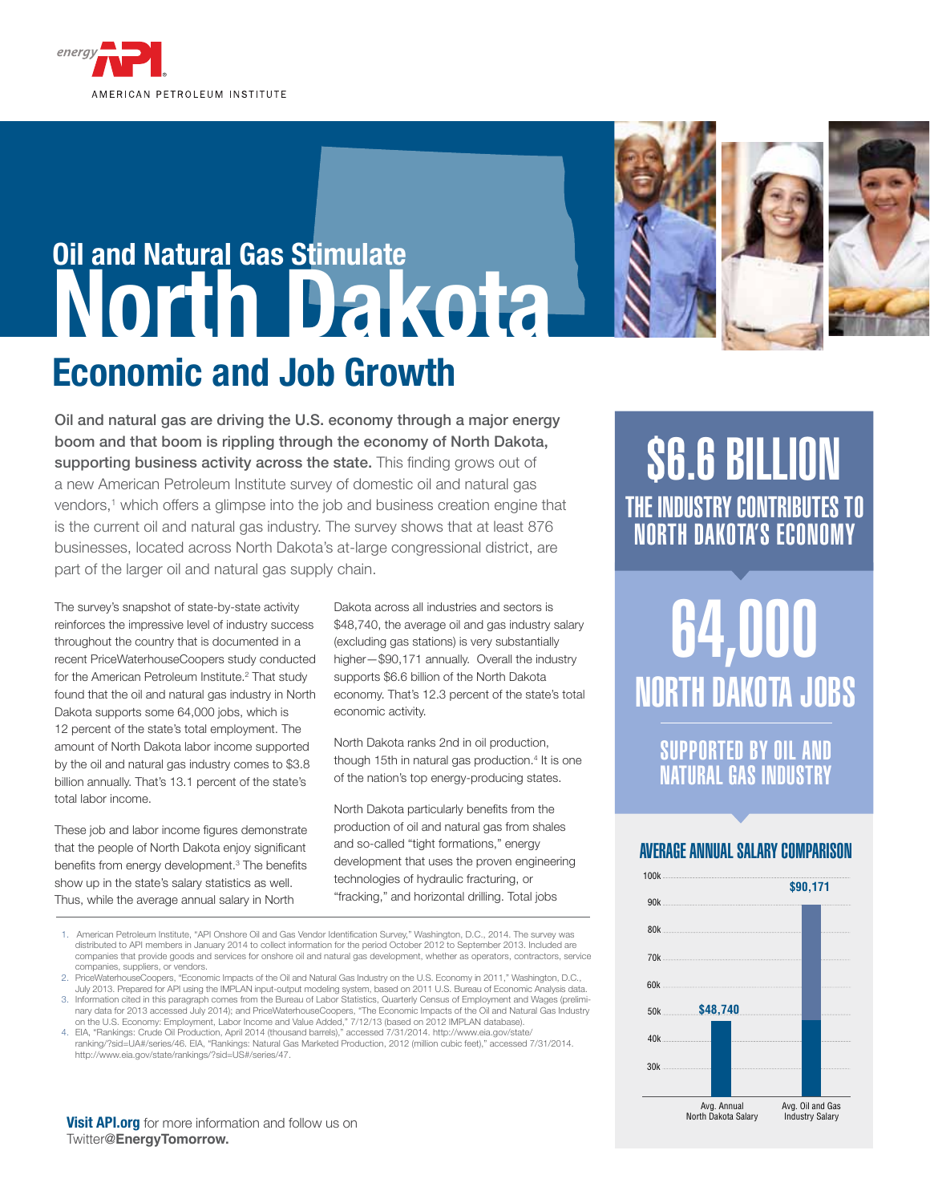energy API

AMERICAN PETROLEUM INSTITUTE

# Oil and Natural Gas Stimulate North Dakota Economic and Job Growth

**Oil and natural gas are driving the U.S. economy through a major energy boom and that boom is rippling through the economy of North Dakota, supporting business activity across the state.** This finding grows out of a new American Petroleum Institute survey of domestic oil and natural gas vendors,[1] which offers a glimpse into the job and business creation engine that is the current oil and natural gas industry. The survey shows that at least 876 businesses, located across North Dakota's at-large congressional district, are part of the larger oil and natural gas supply chain.

The survey's snapshot of state-by-state activity reinforces the impressive level of industry success throughout the country that is documented in a recent PriceWaterhouseCoopers study conducted for the American Petroleum Institute.[2] That study found that the oil and natural gas industry in North Dakota supports some 64,000 jobs, which is 12 percent of the state's total employment. The amount of North Dakota labor income supported by the oil and natural gas industry comes to $3.8 billion annually. That's 13.1 percent of the state's total labor income.

These job and labor income figures demonstrate that the people of North Dakota enjoy significant benefits from energy development.[3] The benefits show up in the state's salary statistics as well. Thus, while the average annual salary in North Dakota across all industries and sectors is $48,740, the average oil and gas industry salary (excluding gas stations) is very substantially higher—$90,171 annually. Overall the industry supports $6.6 billion of the North Dakota economy. That's 12.3 percent of the state's total economic activity.

North Dakota ranks 2nd in oil production, though 15th in natural gas production.[4] It is one of the nation's top energy-producing states.

North Dakota particularly benefits from the production of oil and natural gas from shales and so-called "tight formations," energy development that uses the proven engineering technologies of hydraulic fracturing, or "fracking," and horizontal drilling. Total jobs

## $6.6 BILLION

THE INDUSTRY CONTRIBUTES TO NORTH DAKOTA'S ECONOMY

## 64,000

NORTH DAKOTA JOBS

SUPPORTED BY OIL AND NATURAL GAS INDUSTRY

### AVERAGE ANNUAL SALARY COMPARISON

| | Avg. Annual North Dakota Salary | Avg. Oil and Gas Industry Salary |
|---|---|---|
| Salary | $48,740 | $90,171 |

1. American Petroleum Institute, "API Onshore Oil and Gas Vendor Identification Survey," Washington, D.C., 2014. The survey was distributed to API members in January 2014 to collect information for the period October 2012 to September 2013. Included are companies that provide goods and services for onshore oil and natural gas development, whether as operators, contractors, service companies, suppliers, or vendors.
2. PriceWaterhouseCoopers, "Economic Impacts of the Oil and Natural Gas Industry on the U.S. Economy in 2011," Washington, D.C., July 2013. Prepared for API using the IMPLAN input-output modeling system, based on 2011 U.S. Bureau of Economic Analysis data.
3. Information cited in this paragraph comes from the Bureau of Labor Statistics, Quarterly Census of Employment and Wages (preliminary data for 2013 accessed July 2014); and PriceWaterhouseCoopers, "The Economic Impacts of the Oil and Natural Gas Industry on the U.S. Economy: Employment, Labor Income and Value Added," 7/12/13 (based on 2012 IMPLAN database).
4. EIA, "Rankings: Crude Oil Production, April 2014 (thousand barrels)," accessed 7/31/2014. http://www.eia.gov/state/ranking/?sid=UA#/series/46. EIA, "Rankings: Natural Gas Marketed Production, 2012 (million cubic feet)," accessed 7/31/2014. http://www.eia.gov/state/rankings/?sid=US#/series/47.

**Visit API.org** for more information and follow us on Twitter**@EnergyTomorrow.**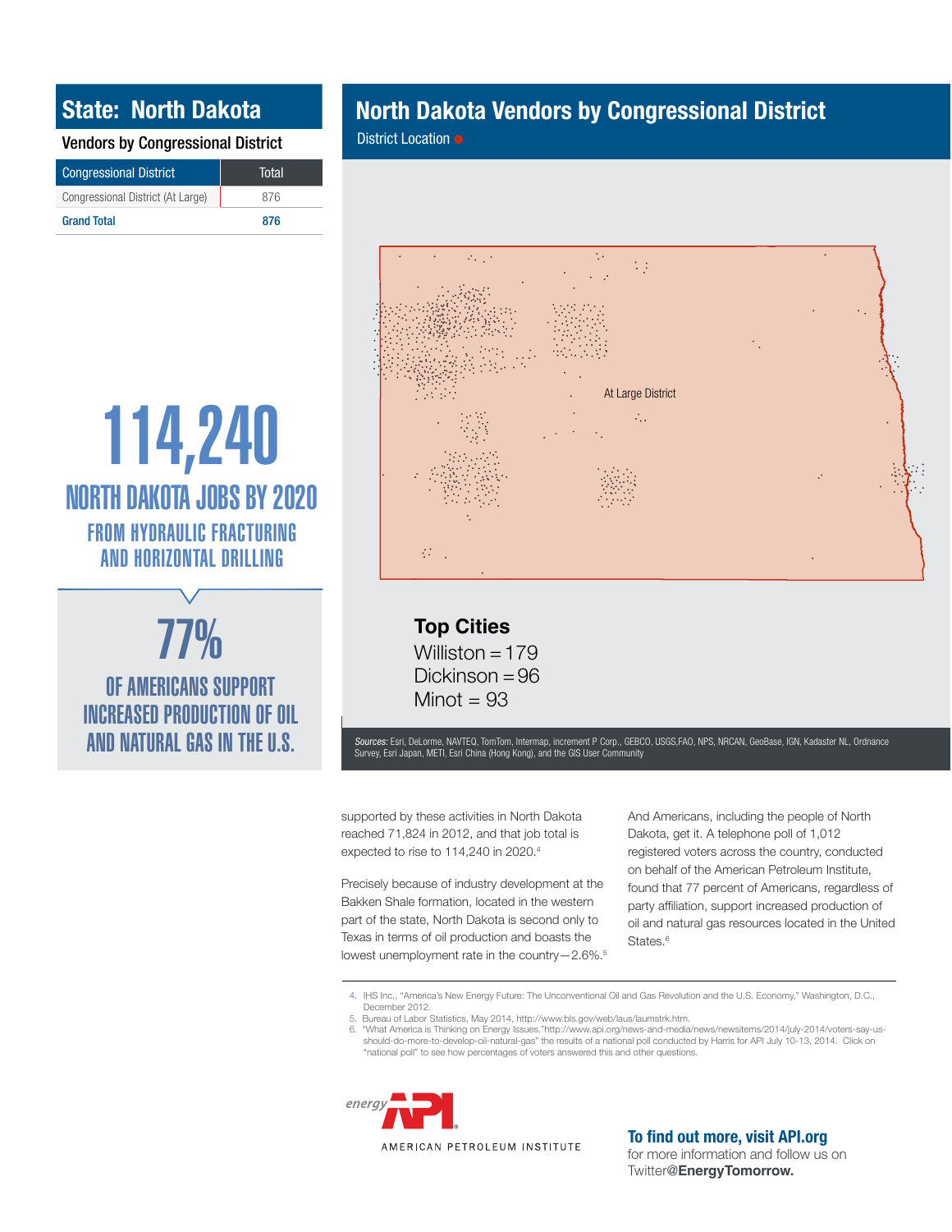# State: North Dakota

## Vendors by Congressional District

| Congressional District | Total |
|---|---|
| Congressional District (At Large) | 876 |
| **Grand Total** | **876** |

# 114,240

## NORTH DAKOTA JOBS BY 2020

### FROM HYDRAULIC FRACTURING AND HORIZONTAL DRILLING

# 77%

## OF AMERICANS SUPPORT INCREASED PRODUCTION OF OIL AND NATURAL GAS IN THE U.S.

# North Dakota Vendors by Congressional District

District Location ●

At Large District

### Top Cities

Williston = 179
Dickinson = 96
Minot = 93

*Sources:* Esri, DeLorme, NAVTEQ, TomTom, Intermap, increment P Corp., GEBCO, USGS,FAO, NPS, NRCAN, GeoBase, IGN, Kadaster NL, Ordnance Survey, Esri Japan, METI, Esri China (Hong Kong), and the GIS User Community

supported by these activities in North Dakota reached 71,824 in 2012, and that job total is expected to rise to 114,240 in 2020.[4]

Precisely because of industry development at the Bakken Shale formation, located in the western part of the state, North Dakota is second only to Texas in terms of oil production and boasts the lowest unemployment rate in the country—2.6%.[5]

And Americans, including the people of North Dakota, get it. A telephone poll of 1,012 registered voters across the country, conducted on behalf of the American Petroleum Institute, found that 77 percent of Americans, regardless of party affiliation, support increased production of oil and natural gas resources located in the United States.[6]

---

4. IHS Inc., "America's New Energy Future: The Unconventional Oil and Gas Revolution and the U.S. Economy," Washington, D.C., December 2012.
5. Bureau of Labor Statistics, May 2014, http://www.bls.gov/web/laus/laumstrk.htm.
6. "What America is Thinking on Energy Issues."http://www.api.org/news-and-media/news/newsitems/2014/july-2014/voters-say-us-should-do-more-to-develop-oil-natural-gas" the results of a national poll conducted by Harris for API July 10-13, 2014. Click on "national poll" to see how percentages of voters answered this and other questions.

energy API AMERICAN PETROLEUM INSTITUTE

**To find out more, visit API.org**
for more information and follow us on Twitter**@EnergyTomorrow.**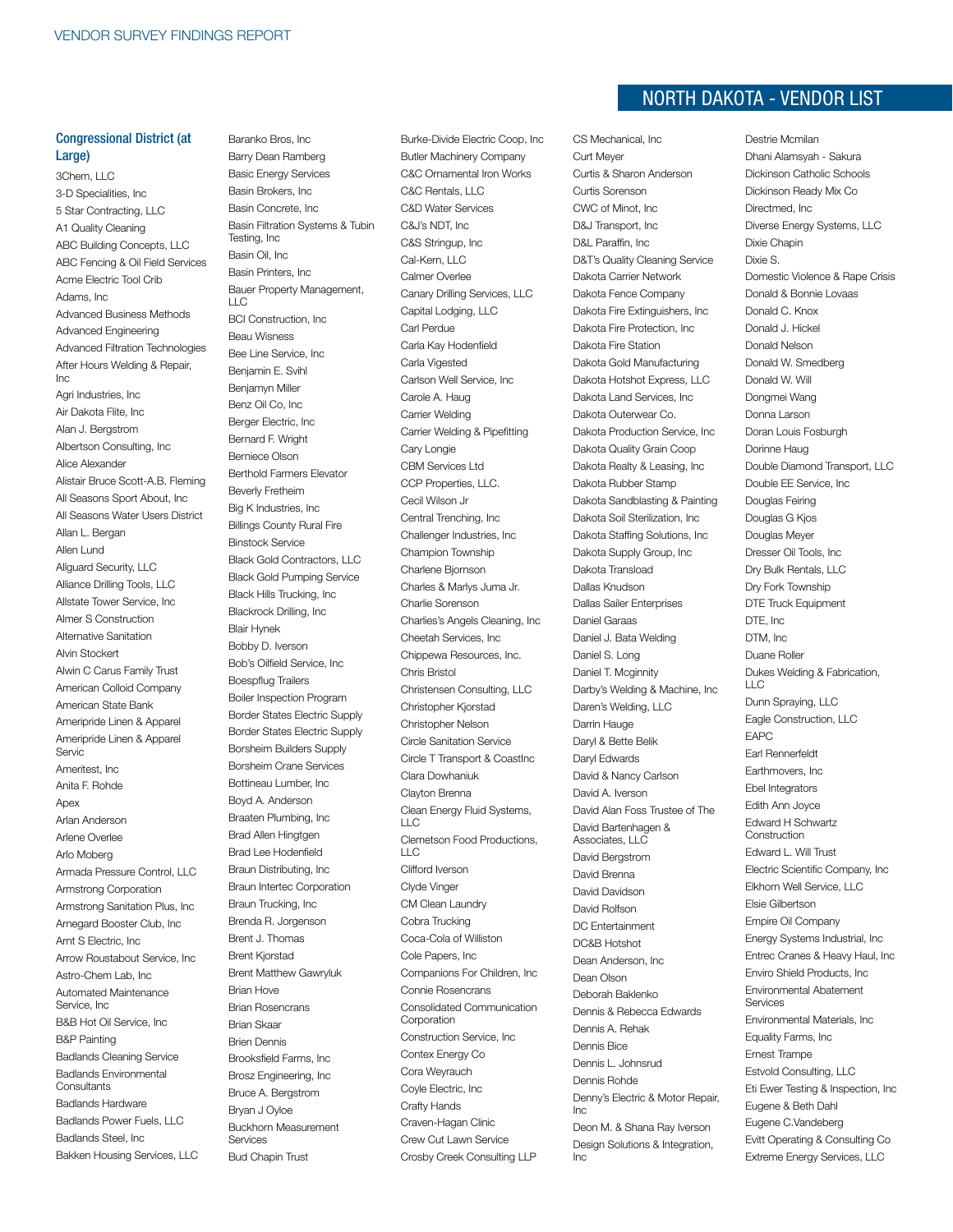# NORTH DAKOTA - VENDOR LIST

## Congressional District (at Large)

3Chem, LLC
3-D Specialities, Inc
5 Star Contracting, LLC
A1 Quality Cleaning
ABC Building Concepts, LLC
ABC Fencing & Oil Field Services
Acme Electric Tool Crib
Adams, Inc
Advanced Business Methods
Advanced Engineering
Advanced Filtration Technologies
After Hours Welding & Repair, Inc
Agri Industries, Inc
Air Dakota Flite, Inc
Alan J. Bergstrom
Albertson Consulting, Inc
Alice Alexander
Alistair Bruce Scott-A.B. Fleming
All Seasons Sport About, Inc
All Seasons Water Users District
Allan L. Bergan
Allen Lund
Allguard Security, LLC
Alliance Drilling Tools, LLC
Allstate Tower Service, Inc
Almer S Construction
Alternative Sanitation
Alvin Stockert
Alwin C Carus Family Trust
American Colloid Company
American State Bank
Ameripride Linen & Apparel
Ameripride Linen & Apparel Servic
Ameritest, Inc
Anita F. Rohde
Apex
Arlan Anderson
Arlene Overlee
Arlo Moberg
Armada Pressure Control, LLC
Armstrong Corporation
Armstrong Sanitation Plus, Inc
Arnegard Booster Club, Inc
Arnt S Electric, Inc
Arrow Roustabout Service, Inc
Astro-Chem Lab, Inc
Automated Maintenance Service, Inc
B&B Hot Oil Service, Inc
B&P Painting
Badlands Cleaning Service
Badlands Environmental Consultants
Badlands Hardware
Badlands Power Fuels, LLC
Badlands Steel, Inc
Bakken Housing Services, LLC
Baranko Bros, Inc
Barry Dean Ramberg
Basic Energy Services
Basin Brokers, Inc
Basin Concrete, Inc
Basin Filtration Systems & Tubin Testing, Inc
Basin Oil, Inc
Basin Printers, Inc
Bauer Property Management, LLC
BCI Construction, Inc
Beau Wisness
Bee Line Service, Inc
Benjamin E. Svihl
Benjamyn Miller
Benz Oil Co, Inc
Berger Electric, Inc
Bernard F. Wright
Berniece Olson
Berthold Farmers Elevator
Beverly Fretheim
Big K Industries, Inc
Billings County Rural Fire
Binstock Service
Black Gold Contractors, LLC
Black Gold Pumping Service
Black Hills Trucking, Inc
Blackrock Drilling, Inc
Blair Hynek
Bobby D. Iverson
Bob's Oilfield Service, Inc
Boespflug Trailers
Boiler Inspection Program
Border States Electric Supply
Border States Electric Supply
Borsheim Builders Supply
Borsheim Crane Services
Bottineau Lumber, Inc
Boyd A. Anderson
Braaten Plumbing, Inc
Brad Allen Hingtgen
Brad Lee Hodenfield
Braun Distributing, Inc
Braun Intertec Corporation
Braun Trucking, Inc
Brenda R. Jorgenson
Brent J. Thomas
Brent Kjorstad
Brent Matthew Gawryluk
Brian Hove
Brian Rosencrans
Brian Skaar
Brien Dennis
Brooksfield Farms, Inc
Brosz Engineering, Inc
Bruce A. Bergstrom
Bryan J Oyloe
Buckhorn Measurement Services
Bud Chapin Trust
Burke-Divide Electric Coop, Inc
Butler Machinery Company
C&C Ornamental Iron Works
C&C Rentals, LLC
C&D Water Services
C&J's NDT, Inc
C&S Stringup, Inc
Cal-Kern, LLC
Calmer Overlee
Canary Drilling Services, LLC
Capital Lodging, LLC
Carl Perdue
Carla Kay Hodenfield
Carla Vigested
Carlson Well Service, Inc
Carole A. Haug
Carrier Welding
Carrier Welding & Pipefitting
Cary Longie
CBM Services Ltd
CCP Properties, LLC.
Cecil Wilson Jr
Central Trenching, Inc
Challenger Industries, Inc
Champion Township
Charlene Bjornson
Charles & Marlys Juma Jr.
Charlie Sorenson
Charlies's Angels Cleaning, Inc
Cheetah Services, Inc
Chippewa Resources, Inc.
Chris Bristol
Christensen Consulting, LLC
Christopher Kjorstad
Christopher Nelson
Circle Sanitation Service
Circle T Transport & CoastInc
Clara Dowhaniuk
Clayton Brenna
Clean Energy Fluid Systems, LLC
Clemetson Food Productions, LLC
Clifford Iverson
Clyde Vinger
CM Clean Laundry
Cobra Trucking
Coca-Cola of Williston
Cole Papers, Inc
Companions For Children, Inc
Connie Rosencrans
Consolidated Communication Corporation
Construction Service, Inc
Contex Energy Co
Cora Weyrauch
Coyle Electric, Inc
Crafty Hands
Craven-Hagan Clinic
Crew Cut Lawn Service
Crosby Creek Consulting LLP
CS Mechanical, Inc
Curt Meyer
Curtis & Sharon Anderson
Curtis Sorenson
CWC of Minot, Inc
D&J Transport, Inc
D&L Paraffin, Inc
D&T's Quality Cleaning Service
Dakota Carrier Network
Dakota Fence Company
Dakota Fire Extinguishers, Inc
Dakota Fire Protection, Inc
Dakota Fire Station
Dakota Gold Manufacturing
Dakota Hotshot Express, LLC
Dakota Land Services, Inc
Dakota Outerwear Co.
Dakota Production Service, Inc
Dakota Quality Grain Coop
Dakota Realty & Leasing, Inc
Dakota Rubber Stamp
Dakota Sandblasting & Painting
Dakota Soil Sterilization, Inc
Dakota Staffing Solutions, Inc
Dakota Supply Group, Inc
Dakota Transload
Dallas Knudson
Dallas Sailer Enterprises
Daniel Garaas
Daniel J. Bata Welding
Daniel S. Long
Daniel T. Mcginnity
Darby's Welding & Machine, Inc
Daren's Welding, LLC
Darrin Hauge
Daryl & Bette Belik
Daryl Edwards
David & Nancy Carlson
David A. Iverson
David Alan Foss Trustee of The
David Bartenhagen & Associates, LLC
David Bergstrom
David Brenna
David Davidson
David Rolfson
DC Entertainment
DC&B Hotshot
Dean Anderson, Inc
Dean Olson
Deborah Baklenko
Dennis & Rebecca Edwards
Dennis A. Rehak
Dennis Bice
Dennis L. Johnsrud
Dennis Rohde
Denny's Electric & Motor Repair, Inc
Deon M. & Shana Ray Iverson
Design Solutions & Integration, Inc
Destrie Mcmilan
Dhani Alamsyah - Sakura
Dickinson Catholic Schools
Dickinson Ready Mix Co
Directmed, Inc
Diverse Energy Systems, LLC
Dixie Chapin
Dixie S.
Domestic Violence & Rape Crisis
Donald & Bonnie Lovaas
Donald C. Knox
Donald J. Hickel
Donald Nelson
Donald W. Smedberg
Donald W. Will
Dongmei Wang
Donna Larson
Doran Louis Fosburgh
Dorinne Haug
Double Diamond Transport, LLC
Double EE Service, Inc
Douglas Feiring
Douglas G Kjos
Douglas Meyer
Dresser Oil Tools, Inc
Dry Bulk Rentals, LLC
Dry Fork Township
DTE Truck Equipment
DTE, Inc
DTM, Inc
Duane Roller
Dukes Welding & Fabrication, LLC
Dunn Spraying, LLC
Eagle Construction, LLC
EAPC
Earl Rennerfeldt
Earthmovers, Inc
Ebel Integrators
Edith Ann Joyce
Edward H Schwartz Construction
Edward L. Will Trust
Electric Scientific Company, Inc
Elkhorn Well Service, LLC
Elsie Gilbertson
Empire Oil Company
Energy Systems Industrial, Inc
Entrec Cranes & Heavy Haul, Inc
Enviro Shield Products, Inc
Environmental Abatement Services
Environmental Materials, Inc
Equality Farms, Inc
Ernest Trampe
Estvold Consulting, LLC
Eti Ewer Testing & Inspection, Inc
Eugene & Beth Dahl
Eugene C.Vandeberg
Evitt Operating & Consulting Co
Extreme Energy Services, LLC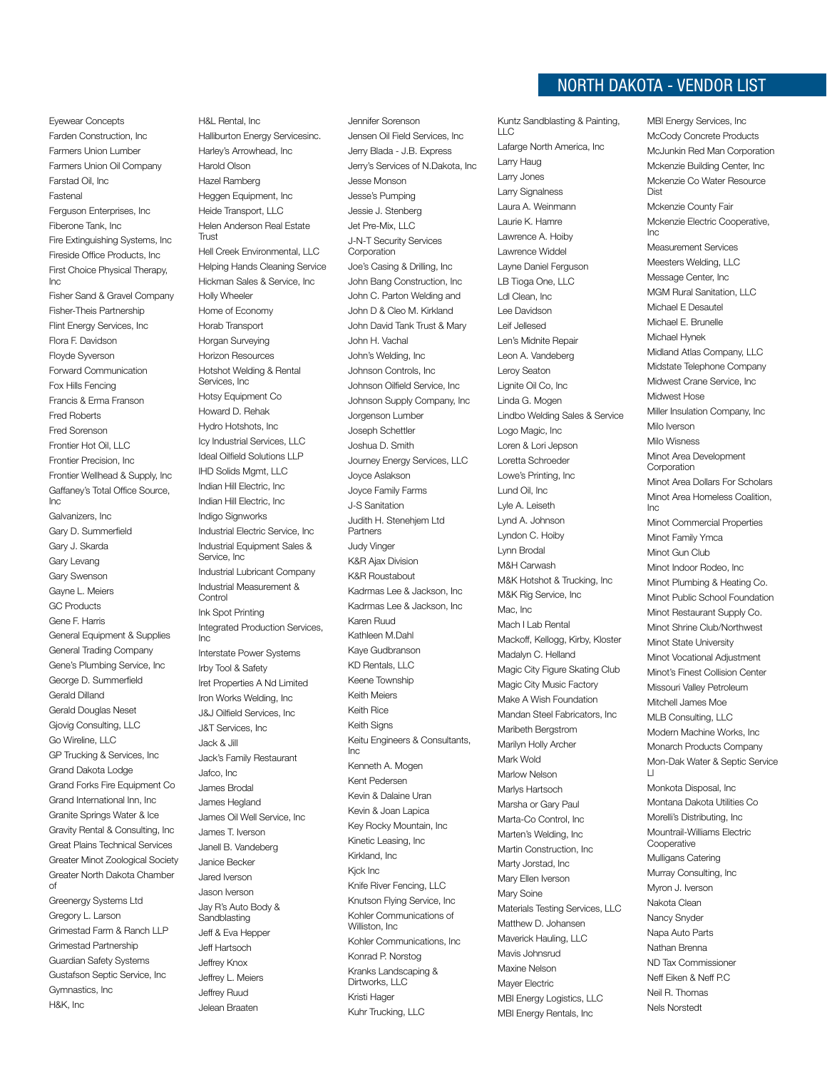# NORTH DAKOTA - VENDOR LIST

Eyewear Concepts
Farden Construction, Inc
Farmers Union Lumber
Farmers Union Oil Company
Farstad Oil, Inc
Fastenal
Ferguson Enterprises, Inc
Fiberone Tank, Inc
Fire Extinguishing Systems, Inc
Fireside Office Products, Inc
First Choice Physical Therapy, Inc
Fisher Sand & Gravel Company
Fisher-Theis Partnership
Flint Energy Services, Inc
Flora F. Davidson
Floyde Syverson
Forward Communication
Fox Hills Fencing
Francis & Erma Franson
Fred Roberts
Fred Sorenson
Frontier Hot Oil, LLC
Frontier Precision, Inc
Frontier Wellhead & Supply, Inc
Gaffaney's Total Office Source, Inc
Galvanizers, Inc
Gary D. Summerfield
Gary J. Skarda
Gary Levang
Gary Swenson
Gayne L. Meiers
GC Products
Gene F. Harris
General Equipment & Supplies
General Trading Company
Gene's Plumbing Service, Inc
George D. Summerfield
Gerald Dilland
Gerald Douglas Neset
Gjovig Consulting, LLC
Go Wireline, LLC
GP Trucking & Services, Inc
Grand Dakota Lodge
Grand Forks Fire Equipment Co
Grand International Inn, Inc
Granite Springs Water & Ice
Gravity Rental & Consulting, Inc
Great Plains Technical Services
Greater Minot Zoological Society
Greater North Dakota Chamber of
Greenergy Systems Ltd
Gregory L. Larson
Grimestad Farm & Ranch LLP
Grimestad Partnership
Guardian Safety Systems
Gustafson Septic Service, Inc
Gymnastics, Inc
H&K, Inc
H&L Rental, Inc
Halliburton Energy Servicesinc.
Harley's Arrowhead, Inc
Harold Olson
Hazel Ramberg
Heggen Equipment, Inc
Heide Transport, LLC
Helen Anderson Real Estate Trust
Hell Creek Environmental, LLC
Helping Hands Cleaning Service
Hickman Sales & Service, Inc
Holly Wheeler
Home of Economy
Horab Transport
Horgan Surveying
Horizon Resources
Hotshot Welding & Rental Services, Inc
Hotsy Equipment Co
Howard D. Rehak
Hydro Hotshots, Inc
Icy Industrial Services, LLC
Ideal Oilfield Solutions LLP
IHD Solids Mgmt, LLC
Indian Hill Electric, Inc
Indian Hill Electric, Inc
Indigo Signworks
Industrial Electric Service, Inc
Industrial Equipment Sales & Service, Inc
Industrial Lubricant Company
Industrial Measurement & Control
Ink Spot Printing
Integrated Production Services, Inc
Interstate Power Systems
Irby Tool & Safety
Iret Properties A Nd Limited
Iron Works Welding, Inc
J&J Oilfield Services, Inc
J&T Services, Inc
Jack & Jill
Jack's Family Restaurant
Jafco, Inc
James Brodal
James Hegland
James Oil Well Service, Inc
James T. Iverson
Janell B. Vandeberg
Janice Becker
Jared Iverson
Jason Iverson
Jay R's Auto Body & Sandblasting
Jeff & Eva Hepper
Jeff Hartsoch
Jeffrey Knox
Jeffrey L. Meiers
Jeffrey Ruud
Jelean Braaten
Jennifer Sorenson
Jensen Oil Field Services, Inc
Jerry Blada - J.B. Express
Jerry's Services of N.Dakota, Inc
Jesse Monson
Jesse's Pumping
Jessie J. Stenberg
Jet Pre-Mix, LLC
J-N-T Security Services Corporation
Joe's Casing & Drilling, Inc
John Bang Construction, Inc
John C. Parton Welding and
John D & Cleo M. Kirkland
John David Tank Trust & Mary
John H. Vachal
John's Welding, Inc
Johnson Controls, Inc
Johnson Oilfield Service, Inc
Johnson Supply Company, Inc
Jorgenson Lumber
Joseph Schettler
Joshua D. Smith
Journey Energy Services, LLC
Joyce Aslakson
Joyce Family Farms
J-S Sanitation
Judith H. Stenehjem Ltd Partners
Judy Vinger
K&R Ajax Division
K&R Roustabout
Kadrmas Lee & Jackson, Inc
Kadrmas Lee & Jackson, Inc
Karen Ruud
Kathleen M.Dahl
Kaye Gudbranson
KD Rentals, LLC
Keene Township
Keith Meiers
Keith Rice
Keith Signs
Keitu Engineers & Consultants, Inc
Kenneth A. Mogen
Kent Pedersen
Kevin & Dalaine Uran
Kevin & Joan Lapica
Key Rocky Mountain, Inc
Kinetic Leasing, Inc
Kirkland, Inc
Kjck Inc
Knife River Fencing, LLC
Knutson Flying Service, Inc
Kohler Communications of Williston, Inc
Kohler Communications, Inc
Konrad P. Norstog
Kranks Landscaping & Dirtworks, LLC
Kristi Hager
Kuhr Trucking, LLC
Kuntz Sandblasting & Painting, LLC
Lafarge North America, Inc
Larry Haug
Larry Jones
Larry Signalness
Laura A. Weinmann
Laurie K. Hamre
Lawrence A. Hoiby
Lawrence Widdel
Layne Daniel Ferguson
LB Tioga One, LLC
Ldl Clean, Inc
Lee Davidson
Leif Jellesed
Len's Midnite Repair
Leon A. Vandeberg
Leroy Seaton
Lignite Oil Co, Inc
Linda G. Mogen
Lindbo Welding Sales & Service
Logo Magic, Inc
Loren & Lori Jepson
Loretta Schroeder
Lowe's Printing, Inc
Lund Oil, Inc
Lyle A. Leiseth
Lynd A. Johnson
Lyndon C. Hoiby
Lynn Brodal
M&H Carwash
M&K Hotshot & Trucking, Inc
M&K Rig Service, Inc
Mac, Inc
Mach I Lab Rental
Mackoff, Kellogg, Kirby, Kloster
Madalyn C. Helland
Magic City Figure Skating Club
Magic City Music Factory
Make A Wish Foundation
Mandan Steel Fabricators, Inc
Maribeth Bergstrom
Marilyn Holly Archer
Mark Wold
Marlow Nelson
Marlys Hartsoch
Marsha or Gary Paul
Marta-Co Control, Inc
Marten's Welding, Inc
Martin Construction, Inc
Marty Jorstad, Inc
Mary Ellen Iverson
Mary Soine
Materials Testing Services, LLC
Matthew D. Johansen
Maverick Hauling, LLC
Mavis Johnsrud
Maxine Nelson
Mayer Electric
MBI Energy Logistics, LLC
MBI Energy Rentals, Inc
MBI Energy Services, Inc
McCody Concrete Products
McJunkin Red Man Corporation
Mckenzie Building Center, Inc
Mckenzie Co Water Resource Dist
Mckenzie County Fair
Mckenzie Electric Cooperative, Inc
Measurement Services
Meesters Welding, LLC
Message Center, Inc
MGM Rural Sanitation, LLC
Michael E Desautel
Michael E. Brunelle
Michael Hynek
Midland Atlas Company, LLC
Midstate Telephone Company
Midwest Crane Service, Inc
Midwest Hose
Miller Insulation Company, Inc
Milo Iverson
Milo Wisness
Minot Area Development Corporation
Minot Area Dollars For Scholars
Minot Area Homeless Coalition, Inc
Minot Commercial Properties
Minot Family Ymca
Minot Gun Club
Minot Indoor Rodeo, Inc
Minot Plumbing & Heating Co.
Minot Public School Foundation
Minot Restaurant Supply Co.
Minot Shrine Club/Northwest
Minot State University
Minot Vocational Adjustment
Minot's Finest Collision Center
Missouri Valley Petroleum
Mitchell James Moe
MLB Consulting, LLC
Modern Machine Works, Inc
Monarch Products Company
Mon-Dak Water & Septic Service Ll
Monkota Disposal, Inc
Montana Dakota Utilities Co
Morelli's Distributing, Inc
Mountrail-Williams Electric Cooperative
Mulligans Catering
Murray Consulting, Inc
Myron J. Iverson
Nakota Clean
Nancy Snyder
Napa Auto Parts
Nathan Brenna
ND Tax Commissioner
Neff Eiken & Neff P.C
Neil R. Thomas
Nels Norstedt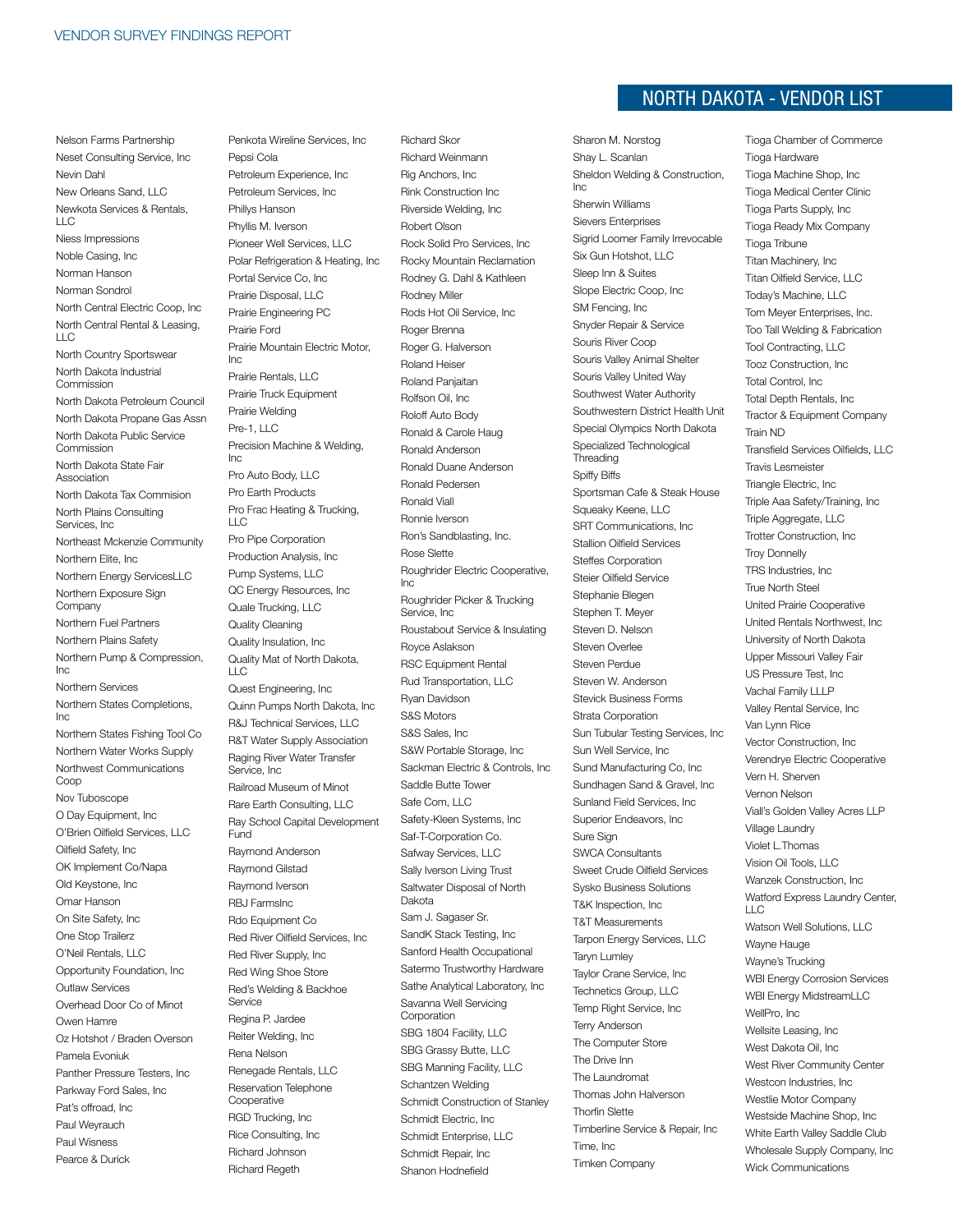## NORTH DAKOTA - VENDOR LIST

Nelson Farms Partnership
Neset Consulting Service, Inc
Nevin Dahl
New Orleans Sand, LLC
Newkota Services & Rentals, LLC
Niess Impressions
Noble Casing, Inc
Norman Hanson
Norman Sondrol
North Central Electric Coop, Inc
North Central Rental & Leasing, LLC
North Country Sportswear
North Dakota Industrial Commission
North Dakota Petroleum Council
North Dakota Propane Gas Assn
North Dakota Public Service Commission
North Dakota State Fair Association
North Dakota Tax Commision
North Plains Consulting Services, Inc
Northeast Mckenzie Community
Northern Elite, Inc
Northern Energy ServicesLLC
Northern Exposure Sign Company
Northern Fuel Partners
Northern Plains Safety
Northern Pump & Compression, Inc
Northern Services
Northern States Completions, Inc
Northern States Fishing Tool Co
Northern Water Works Supply
Northwest Communications Coop
Nov Tuboscope
O Day Equipment, Inc
O'Brien Oilfield Services, LLC
Oilfield Safety, Inc
OK Implement Co/Napa
Old Keystone, Inc
Omar Hanson
On Site Safety, Inc
One Stop Trailerz
O'Neil Rentals, LLC
Opportunity Foundation, Inc
Outlaw Services
Overhead Door Co of Minot
Owen Hamre
Oz Hotshot / Braden Overson
Pamela Evoniuk
Panther Pressure Testers, Inc
Parkway Ford Sales, Inc
Pat's offroad, Inc
Paul Weyrauch
Paul Wisness
Pearce & Durick
Penkota Wireline Services, Inc
Pepsi Cola
Petroleum Experience, Inc
Petroleum Services, Inc
Phillys Hanson
Phyllis M. Iverson
Pioneer Well Services, LLC
Polar Refrigeration & Heating, Inc
Portal Service Co, Inc
Prairie Disposal, LLC
Prairie Engineering PC
Prairie Ford
Prairie Mountain Electric Motor, Inc
Prairie Rentals, LLC
Prairie Truck Equipment
Prairie Welding
Pre-1, LLC
Precision Machine & Welding, Inc
Pro Auto Body, LLC
Pro Earth Products
Pro Frac Heating & Trucking, LLC
Pro Pipe Corporation
Production Analysis, Inc
Pump Systems, LLC
QC Energy Resources, Inc
Quale Trucking, LLC
Quality Cleaning
Quality Insulation, Inc
Quality Mat of North Dakota, LLC
Quest Engineering, Inc
Quinn Pumps North Dakota, Inc
R&J Technical Services, LLC
R&T Water Supply Association
Raging River Water Transfer Service, Inc
Railroad Museum of Minot
Rare Earth Consulting, LLC
Ray School Capital Development Fund
Raymond Anderson
Raymond Gilstad
Raymond Iverson
RBJ FarmsInc
Rdo Equipment Co
Red River Oilfield Services, Inc
Red River Supply, Inc
Red Wing Shoe Store
Red's Welding & Backhoe Service
Regina P. Jardee
Reiter Welding, Inc
Rena Nelson
Renegade Rentals, LLC
Reservation Telephone Cooperative
RGD Trucking, Inc
Rice Consulting, Inc
Richard Johnson
Richard Regeth
Richard Skor
Richard Weinmann
Rig Anchors, Inc
Rink Construction Inc
Riverside Welding, Inc
Robert Olson
Rock Solid Pro Services, Inc
Rocky Mountain Reclamation
Rodney G. Dahl & Kathleen
Rodney Miller
Rods Hot Oil Service, Inc
Roger Brenna
Roger G. Halverson
Roland Heiser
Roland Panjaitan
Rolfson Oil, Inc
Roloff Auto Body
Ronald & Carole Haug
Ronald Anderson
Ronald Duane Anderson
Ronald Pedersen
Ronald Viall
Ronnie Iverson
Ron's Sandblasting, Inc.
Rose Slette
Roughrider Electric Cooperative, Inc
Roughrider Picker & Trucking Service, Inc
Roustabout Service & Insulating
Royce Aslakson
RSC Equipment Rental
Rud Transportation, LLC
Ryan Davidson
S&S Motors
S&S Sales, Inc
S&W Portable Storage, Inc
Sackman Electric & Controls, Inc
Saddle Butte Tower
Safe Com, LLC
Safety-Kleen Systems, Inc
Saf-T-Corporation Co.
Safway Services, LLC
Sally Iverson Living Trust
Saltwater Disposal of North Dakota
Sam J. Sagaser Sr.
SandK Stack Testing, Inc
Sanford Health Occupational
Satermo Trustworthy Hardware
Sathe Analytical Laboratory, Inc
Savanna Well Servicing Corporation
SBG 1804 Facility, LLC
SBG Grassy Butte, LLC
SBG Manning Facility, LLC
Schantzen Welding
Schmidt Construction of Stanley
Schmidt Electric, Inc
Schmidt Enterprise, LLC
Schmidt Repair, Inc
Shanon Hodnefield
Sharon M. Norstog
Shay L. Scanlan
Sheldon Welding & Construction, Inc
Sherwin Williams
Sievers Enterprises
Sigrid Loomer Family Irrevocable
Six Gun Hotshot, LLC
Sleep Inn & Suites
Slope Electric Coop, Inc
SM Fencing, Inc
Snyder Repair & Service
Souris River Coop
Souris Valley Animal Shelter
Souris Valley United Way
Southwest Water Authority
Southwestern District Health Unit
Special Olympics North Dakota
Specialized Technological Threading
Spiffy Biffs
Sportsman Cafe & Steak House
Squeaky Keene, LLC
SRT Communications, Inc
Stallion Oilfield Services
Steffes Corporation
Steier Oilfield Service
Stephanie Blegen
Stephen T. Meyer
Steven D. Nelson
Steven Overlee
Steven Perdue
Steven W. Anderson
Stevick Business Forms
Strata Corporation
Sun Tubular Testing Services, Inc
Sun Well Service, Inc
Sund Manufacturing Co, Inc
Sundhagen Sand & Gravel, Inc
Sunland Field Services, Inc
Superior Endeavors, Inc
Sure Sign
SWCA Consultants
Sweet Crude Oilfield Services
Sysko Business Solutions
T&K Inspection, Inc
T&T Measurements
Tarpon Energy Services, LLC
Taryn Lumley
Taylor Crane Service, Inc
Technetics Group, LLC
Temp Right Service, Inc
Terry Anderson
The Computer Store
The Drive Inn
The Laundromat
Thomas John Halverson
Thorfin Slette
Timberline Service & Repair, Inc
Time, Inc
Timken Company
Tioga Chamber of Commerce
Tioga Hardware
Tioga Machine Shop, Inc
Tioga Medical Center Clinic
Tioga Parts Supply, Inc
Tioga Ready Mix Company
Tioga Tribune
Titan Machinery, Inc
Titan Oilfield Service, LLC
Today's Machine, LLC
Tom Meyer Enterprises, Inc.
Too Tall Welding & Fabrication
Tool Contracting, LLC
Tooz Construction, Inc
Total Control, Inc
Total Depth Rentals, Inc
Tractor & Equipment Company
Train ND
Transfield Services Oilfields, LLC
Travis Lesmeister
Triangle Electric, Inc
Triple Aaa Safety/Training, Inc
Triple Aggregate, LLC
Trotter Construction, Inc
Troy Donnelly
TRS Industries, Inc
True North Steel
United Prairie Cooperative
United Rentals Northwest, Inc
University of North Dakota
Upper Missouri Valley Fair
US Pressure Test, Inc
Vachal Family LLLP
Valley Rental Service, Inc
Van Lynn Rice
Vector Construction, Inc
Verendrye Electric Cooperative
Vern H. Sherven
Vernon Nelson
Viall's Golden Valley Acres LLP
Village Laundry
Violet L.Thomas
Vision Oil Tools, LLC
Wanzek Construction, Inc
Watford Express Laundry Center, LLC
Watson Well Solutions, LLC
Wayne Hauge
Wayne's Trucking
WBI Energy Corrosion Services
WBI Energy MidstreamLLC
WellPro, Inc
Wellsite Leasing, Inc
West Dakota Oil, Inc
West River Community Center
Westcon Industries, Inc
Westlie Motor Company
Westside Machine Shop, Inc
White Earth Valley Saddle Club
Wholesale Supply Company, Inc
Wick Communications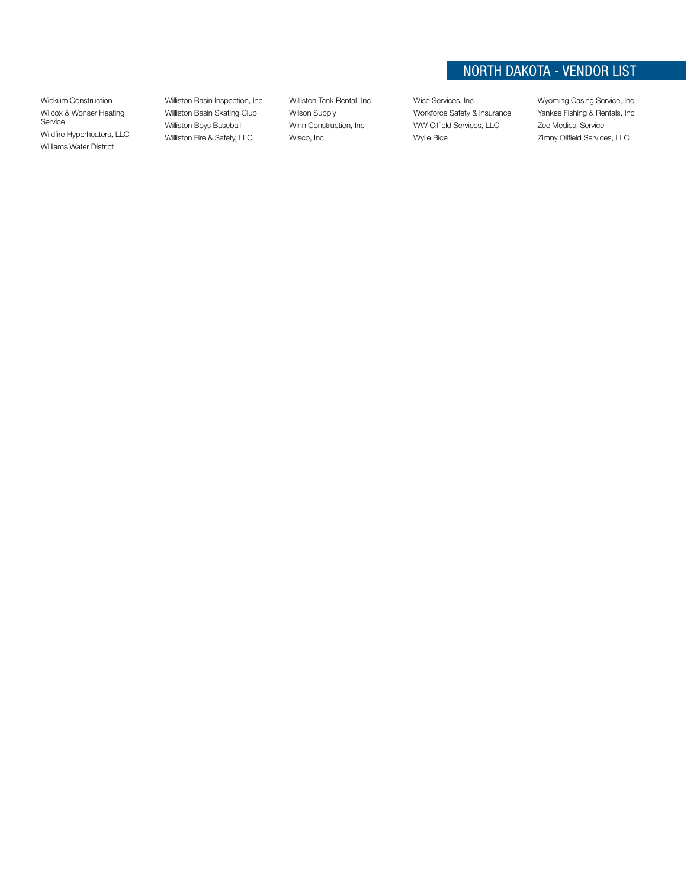# NORTH DAKOTA - VENDOR LIST

Wickum Construction

Wilcox & Wonser Heating Service

Wildfire Hyperheaters, LLC

Williams Water District

Williston Basin Inspection, Inc

Williston Basin Skating Club

Williston Boys Baseball

Williston Fire & Safety, LLC

Williston Tank Rental, Inc

Wilson Supply

Winn Construction, Inc

Wisco, Inc

Wise Services, Inc

Workforce Safety & Insurance

WW Oilfield Services, LLC

Wylie Bice

Wyoming Casing Service, Inc

Yankee Fishing & Rentals, Inc

Zee Medical Service

Zimny Oilfield Services, LLC